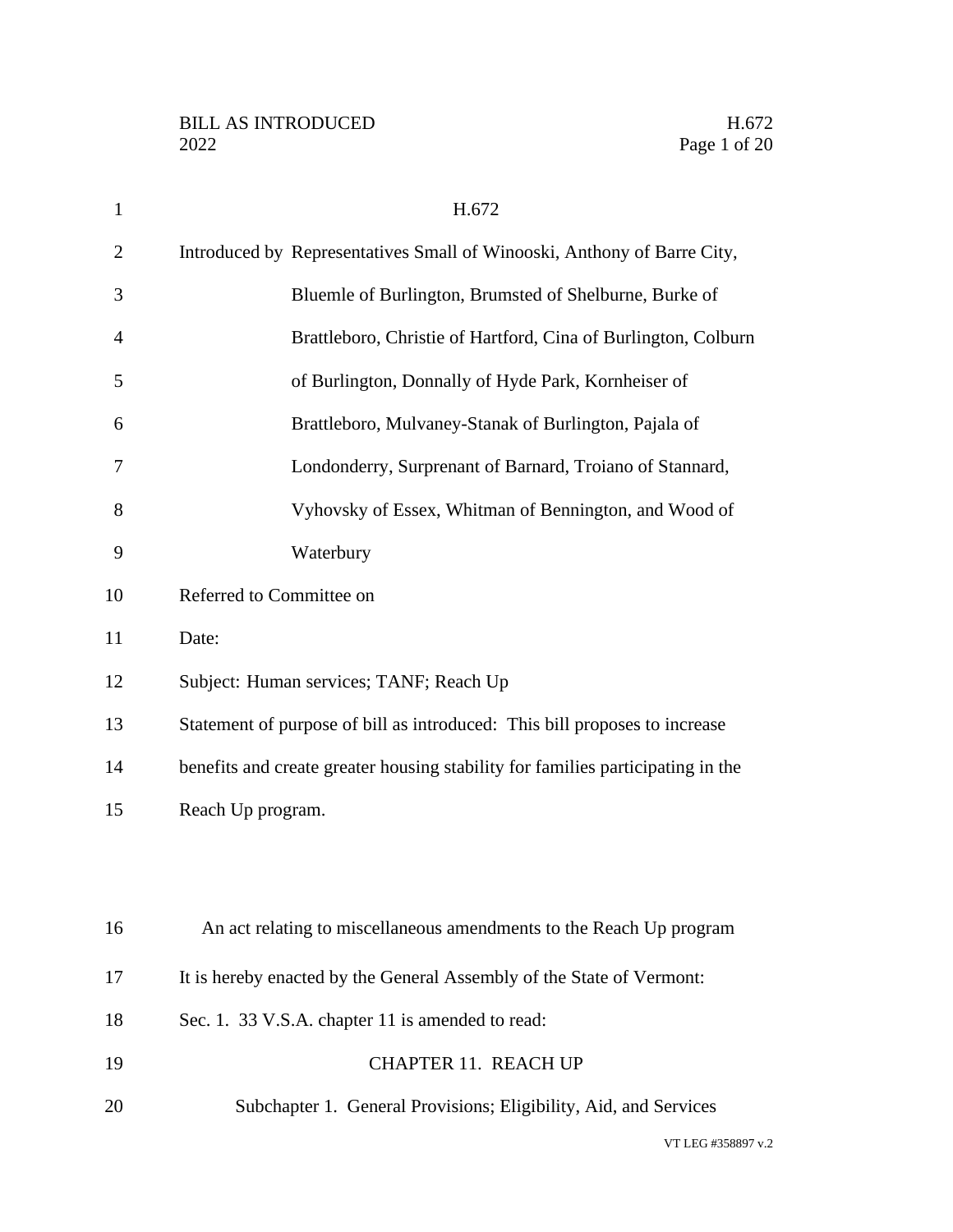H.672

Introduced by Representatives Small of Winooski, Anthony of Barre City, Bluemle of Burlington, Brumsted of Shelburne, Burke of Brattleboro, Christie of Hartford, Cina of Burlington, Colburn of Burlington, Donnally of Hyde Park, Kornheiser of Brattleboro, Mulvaney-Stanak of Burlington, Pajala of Londonderry, Surprenant of Barnard, Troiano of Stannard, Vyhovsky of Essex, Whitman of Bennington, and Wood of Waterbury

Referred to Committee on

Date:

Subject: Human services; TANF; Reach Up

Statement of purpose of bill as introduced: This bill proposes to increase benefits and create greater housing stability for families participating in the Reach Up program.

An act relating to miscellaneous amendments to the Reach Up program

It is hereby enacted by the General Assembly of the State of Vermont:

Sec. 1. 33 V.S.A. chapter 11 is amended to read:

## CHAPTER 11. REACH UP

### Subchapter 1. General Provisions; Eligibility, Aid, and Services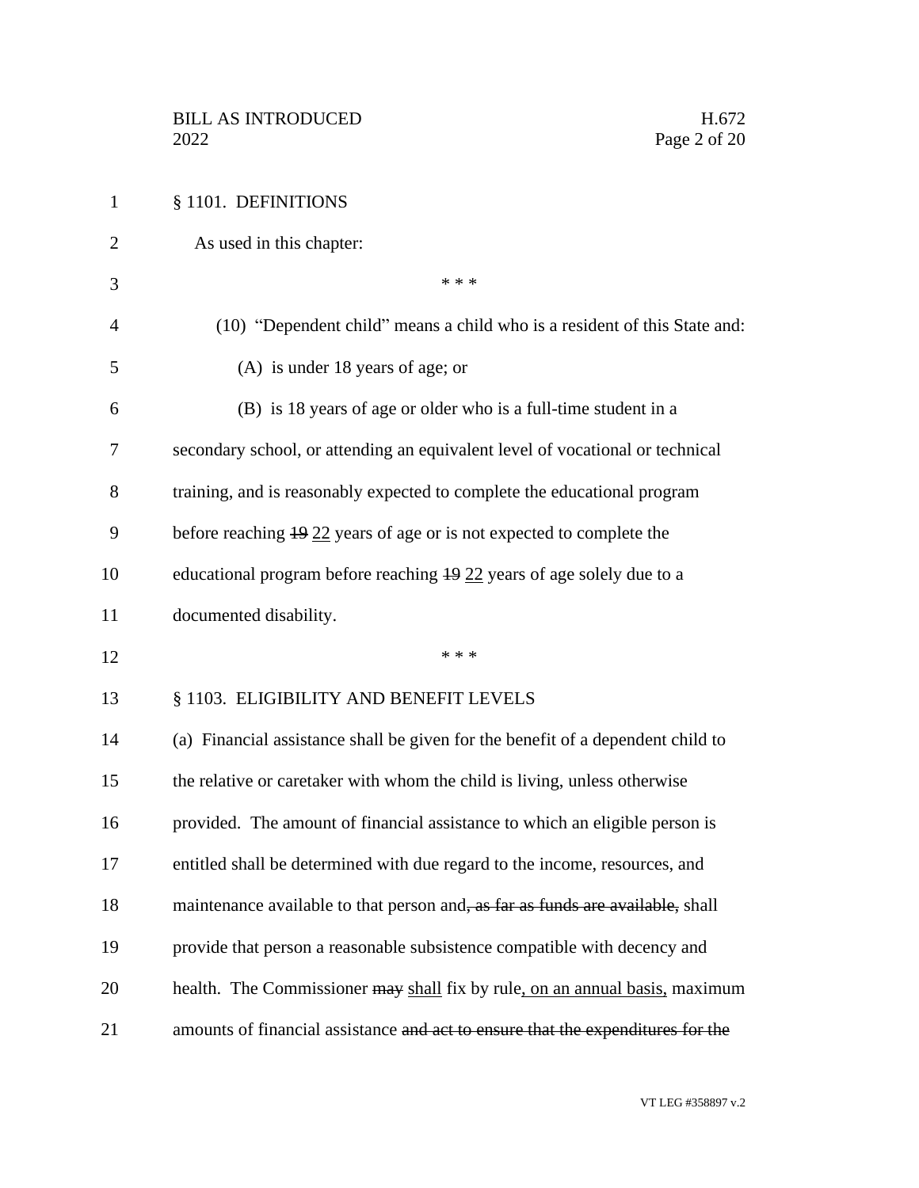§ 1101. DEFINITIONS

As used in this chapter:

\* \* \*

(10) "Dependent child" means a child who is a resident of this State and:

(A) is under 18 years of age; or

(B) is 18 years of age or older who is a full-time student in a secondary school, or attending an equivalent level of vocational or technical training, and is reasonably expected to complete the educational program before reaching ~~19~~ <u>22</u> years of age or is not expected to complete the educational program before reaching ~~19~~ <u>22</u> years of age solely due to a documented disability.

\* \* \*

§ 1103. ELIGIBILITY AND BENEFIT LEVELS

(a) Financial assistance shall be given for the benefit of a dependent child to the relative or caretaker with whom the child is living, unless otherwise provided. The amount of financial assistance to which an eligible person is entitled shall be determined with due regard to the income, resources, and maintenance available to that person and~~, as far as funds are available,~~ shall provide that person a reasonable subsistence compatible with decency and health. The Commissioner ~~may~~ <u>shall</u> fix by rule<u>, on an annual basis,</u> maximum amounts of financial assistance ~~and act to ensure that the expenditures for the~~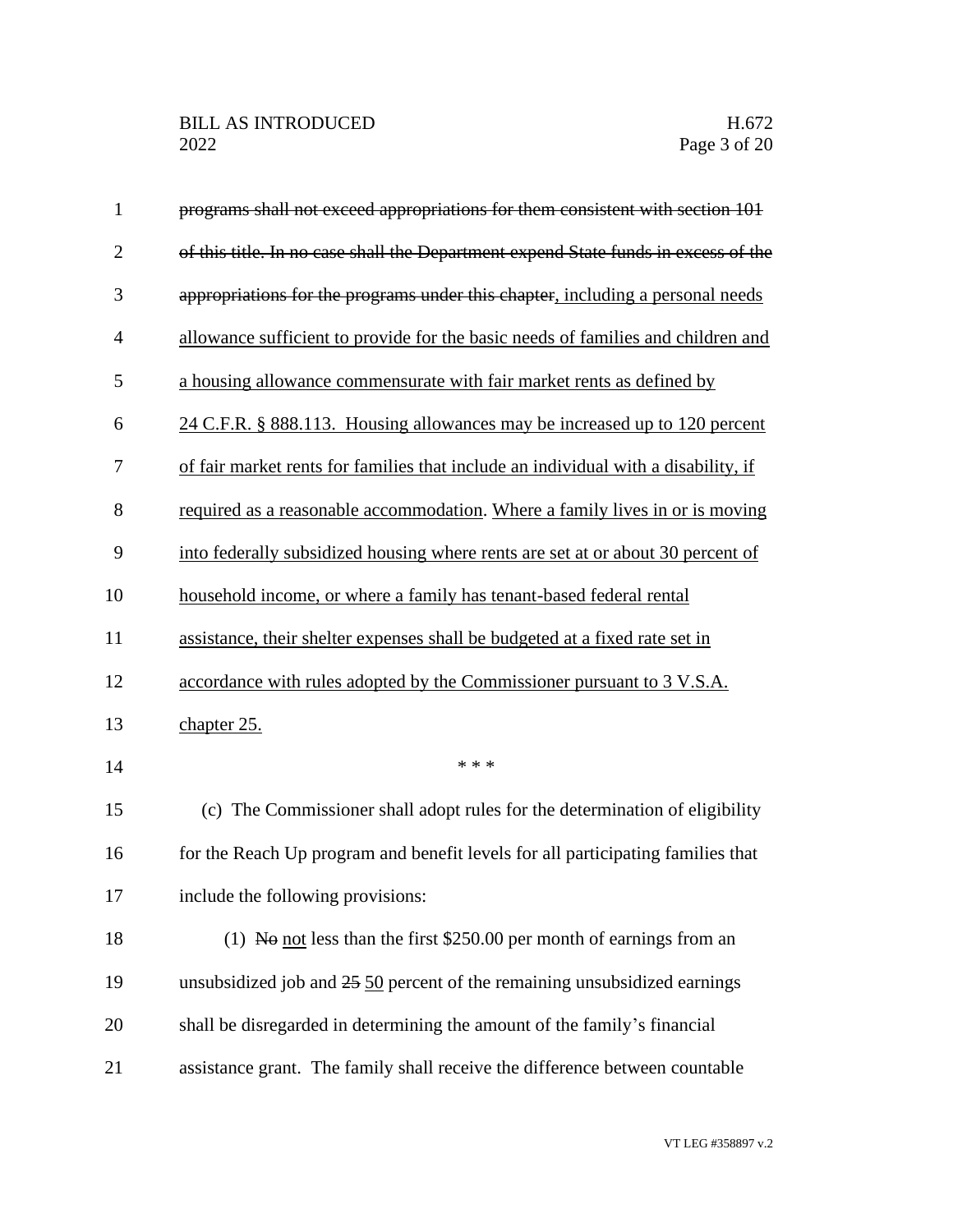~~programs shall not exceed appropriations for them consistent with section 101 of this title. In no case shall the Department expend State funds in excess of the appropriations for the programs under this chapter~~, including a personal needs allowance sufficient to provide for the basic needs of families and children and a housing allowance commensurate with fair market rents as defined by 24 C.F.R. § 888.113. Housing allowances may be increased up to 120 percent of fair market rents for families that include an individual with a disability, if required as a reasonable accommodation. Where a family lives in or is moving into federally subsidized housing where rents are set at or about 30 percent of household income, or where a family has tenant-based federal rental assistance, their shelter expenses shall be budgeted at a fixed rate set in accordance with rules adopted by the Commissioner pursuant to 3 V.S.A. chapter 25.

\* \* \*

(c) The Commissioner shall adopt rules for the determination of eligibility for the Reach Up program and benefit levels for all participating families that include the following provisions:

(1) ~~No~~ not less than the first $250.00 per month of earnings from an unsubsidized job and ~~25~~ 50 percent of the remaining unsubsidized earnings shall be disregarded in determining the amount of the family's financial assistance grant. The family shall receive the difference between countable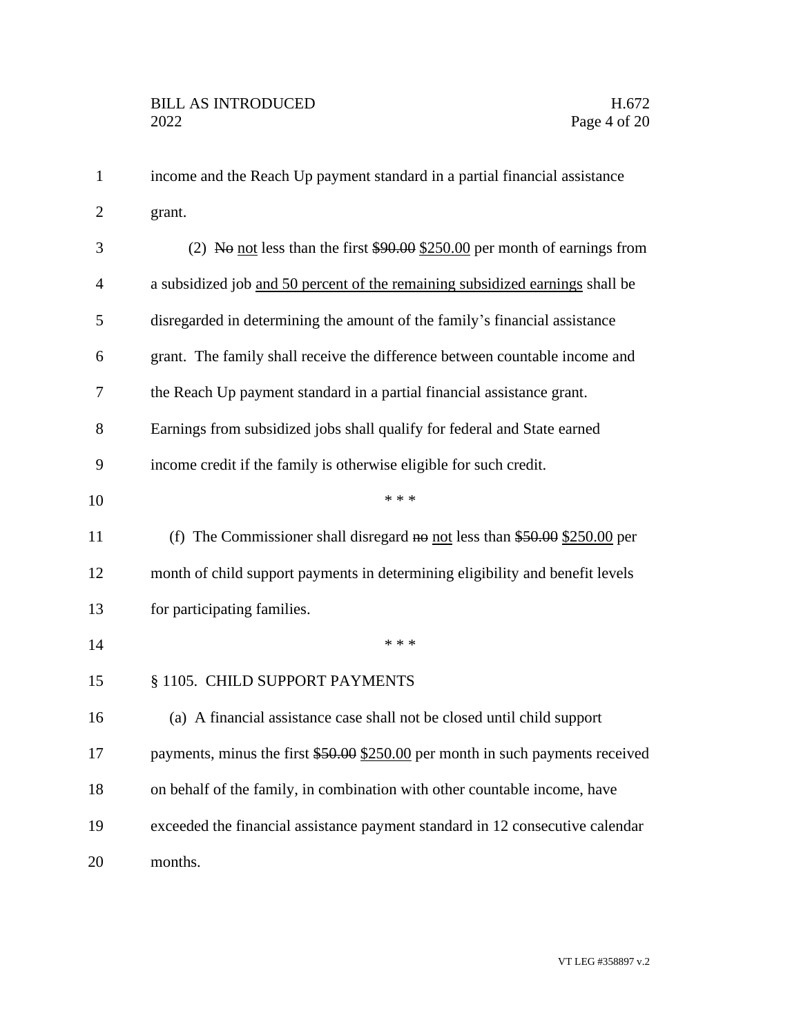income and the Reach Up payment standard in a partial financial assistance grant.

(2) ~~No~~ not less than the first ~~$90.00~~ $250.00 per month of earnings from a subsidized job and 50 percent of the remaining subsidized earnings shall be disregarded in determining the amount of the family's financial assistance grant. The family shall receive the difference between countable income and the Reach Up payment standard in a partial financial assistance grant. Earnings from subsidized jobs shall qualify for federal and State earned income credit if the family is otherwise eligible for such credit.

\* \* \*

(f) The Commissioner shall disregard ~~no~~ not less than ~~$50.00~~ $250.00 per month of child support payments in determining eligibility and benefit levels for participating families.

\* \* \*

§ 1105. CHILD SUPPORT PAYMENTS

(a) A financial assistance case shall not be closed until child support payments, minus the first ~~$50.00~~ $250.00 per month in such payments received on behalf of the family, in combination with other countable income, have exceeded the financial assistance payment standard in 12 consecutive calendar months.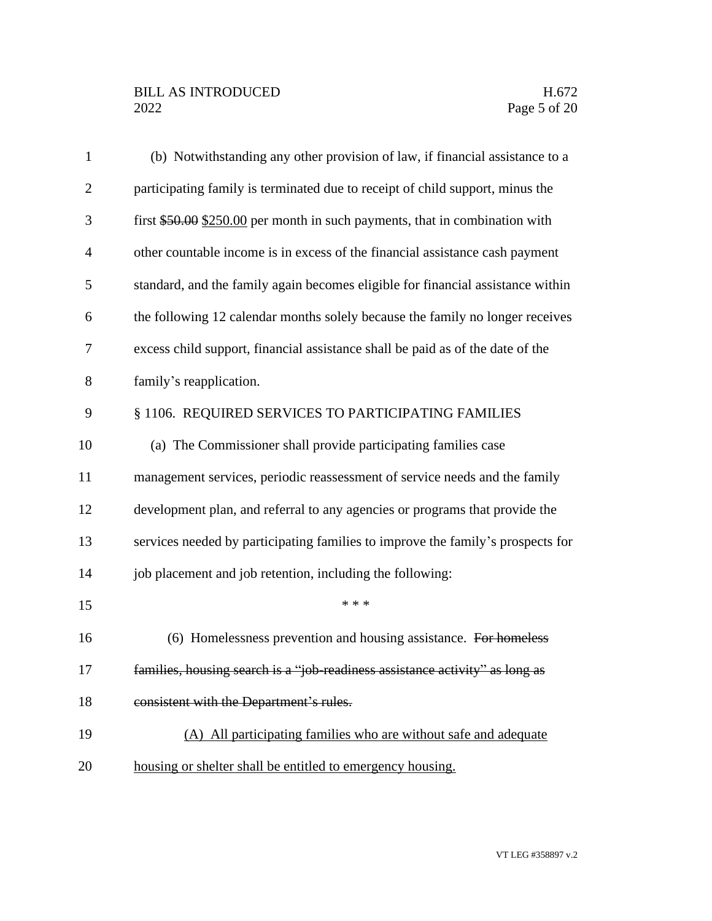(b) Notwithstanding any other provision of law, if financial assistance to a participating family is terminated due to receipt of child support, minus the first ~~$50.00~~ <u>$250.00</u> per month in such payments, that in combination with other countable income is in excess of the financial assistance cash payment standard, and the family again becomes eligible for financial assistance within the following 12 calendar months solely because the family no longer receives excess child support, financial assistance shall be paid as of the date of the family's reapplication.

§ 1106. REQUIRED SERVICES TO PARTICIPATING FAMILIES

(a) The Commissioner shall provide participating families case management services, periodic reassessment of service needs and the family development plan, and referral to any agencies or programs that provide the services needed by participating families to improve the family's prospects for job placement and job retention, including the following:

\* \* \*

(6) Homelessness prevention and housing assistance. ~~For homeless families, housing search is a "job-readiness assistance activity" as long as consistent with the Department's rules.~~

<u>(A) All participating families who are without safe and adequate housing or shelter shall be entitled to emergency housing.</u>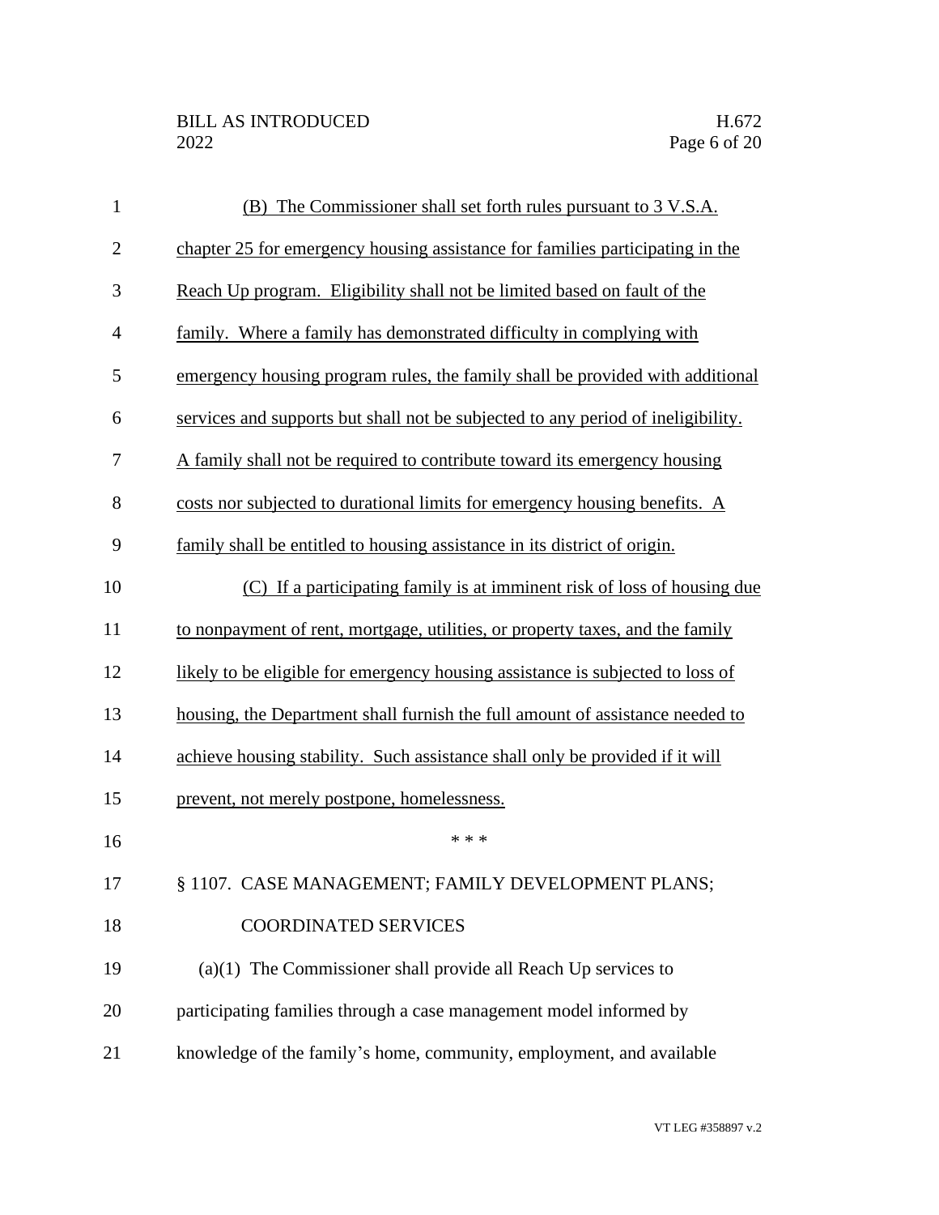(B) The Commissioner shall set forth rules pursuant to 3 V.S.A. chapter 25 for emergency housing assistance for families participating in the Reach Up program. Eligibility shall not be limited based on fault of the family. Where a family has demonstrated difficulty in complying with emergency housing program rules, the family shall be provided with additional services and supports but shall not be subjected to any period of ineligibility. A family shall not be required to contribute toward its emergency housing costs nor subjected to durational limits for emergency housing benefits. A family shall be entitled to housing assistance in its district of origin.

(C) If a participating family is at imminent risk of loss of housing due to nonpayment of rent, mortgage, utilities, or property taxes, and the family likely to be eligible for emergency housing assistance is subjected to loss of housing, the Department shall furnish the full amount of assistance needed to achieve housing stability. Such assistance shall only be provided if it will prevent, not merely postpone, homelessness.

\* \* \*

§ 1107. CASE MANAGEMENT; FAMILY DEVELOPMENT PLANS; COORDINATED SERVICES

(a)(1) The Commissioner shall provide all Reach Up services to participating families through a case management model informed by knowledge of the family's home, community, employment, and available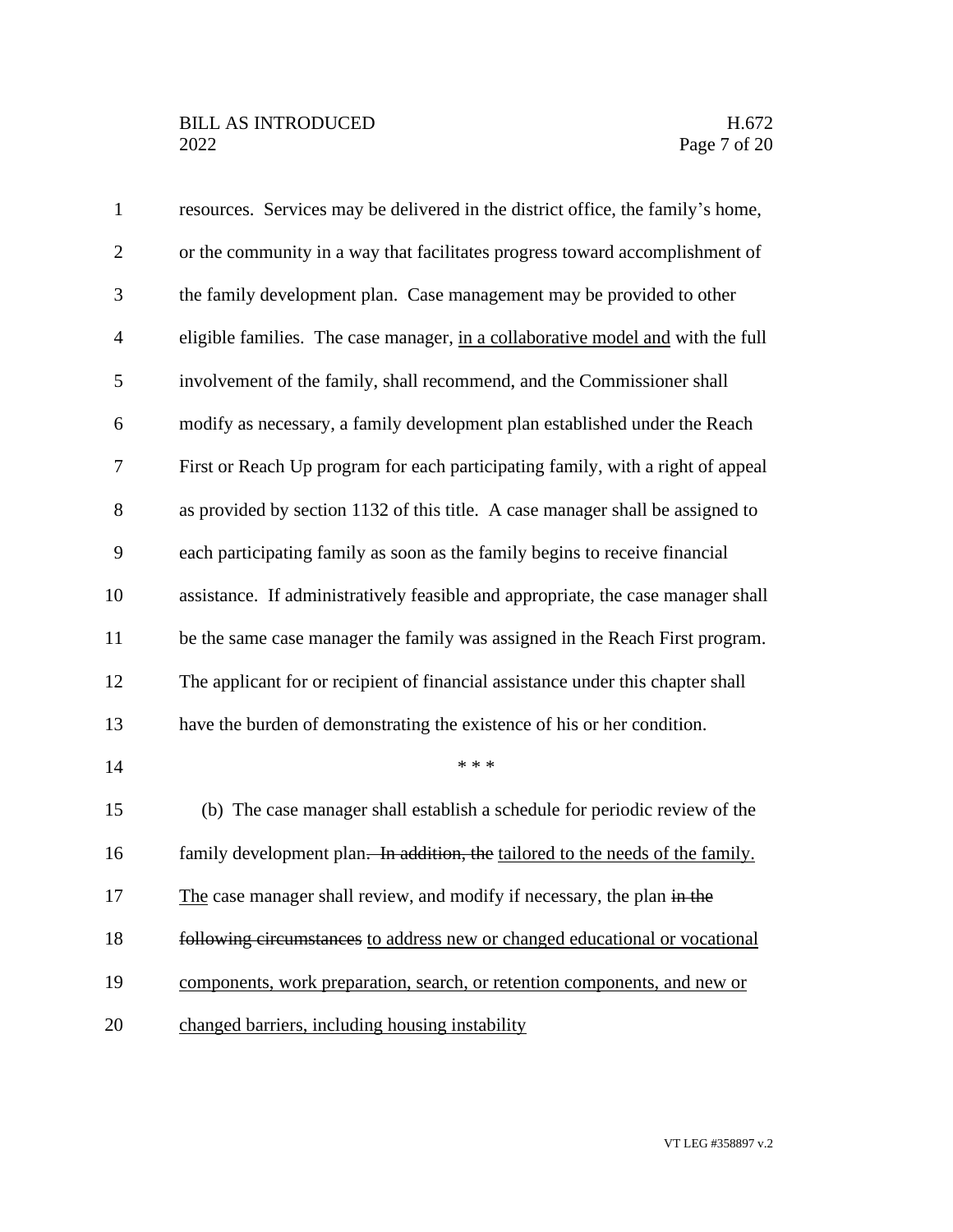resources. Services may be delivered in the district office, the family's home, or the community in a way that facilitates progress toward accomplishment of the family development plan. Case management may be provided to other eligible families. The case manager, <u>in a collaborative model and</u> with the full involvement of the family, shall recommend, and the Commissioner shall modify as necessary, a family development plan established under the Reach First or Reach Up program for each participating family, with a right of appeal as provided by section 1132 of this title. A case manager shall be assigned to each participating family as soon as the family begins to receive financial assistance. If administratively feasible and appropriate, the case manager shall be the same case manager the family was assigned in the Reach First program. The applicant for or recipient of financial assistance under this chapter shall have the burden of demonstrating the existence of his or her condition.

\* \* \*

(b) The case manager shall establish a schedule for periodic review of the family development plan~~. In addition, the~~ <u>tailored to the needs of the family. The</u> case manager shall review, and modify if necessary, the plan ~~in the following circumstances~~ <u>to address new or changed educational or vocational components, work preparation, search, or retention components, and new or changed barriers, including housing instability</u>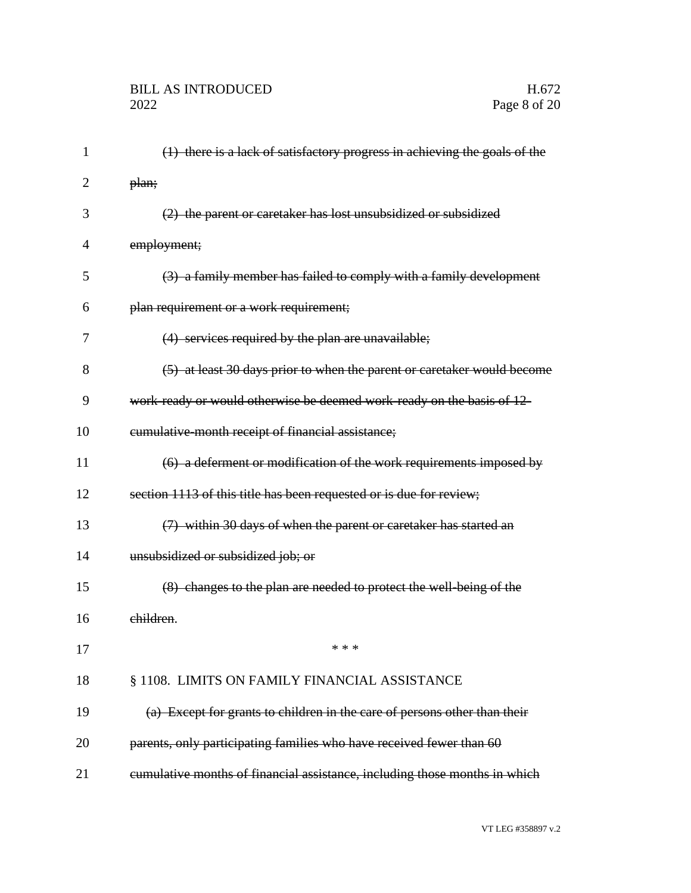~~(1) there is a lack of satisfactory progress in achieving the goals of the plan;~~

~~(2) the parent or caretaker has lost unsubsidized or subsidized employment;~~

~~(3) a family member has failed to comply with a family development plan requirement or a work requirement;~~

~~(4) services required by the plan are unavailable;~~

~~(5) at least 30 days prior to when the parent or caretaker would become work-ready or would otherwise be deemed work-ready on the basis of 12-cumulative-month receipt of financial assistance;~~

~~(6) a deferment or modification of the work requirements imposed by section 1113 of this title has been requested or is due for review;~~

~~(7) within 30 days of when the parent or caretaker has started an unsubsidized or subsidized job; or~~

~~(8) changes to the plan are needed to protect the well-being of the children~~.

\* \* \*

§ 1108. LIMITS ON FAMILY FINANCIAL ASSISTANCE

~~(a) Except for grants to children in the care of persons other than their parents, only participating families who have received fewer than 60 cumulative months of financial assistance, including those months in which~~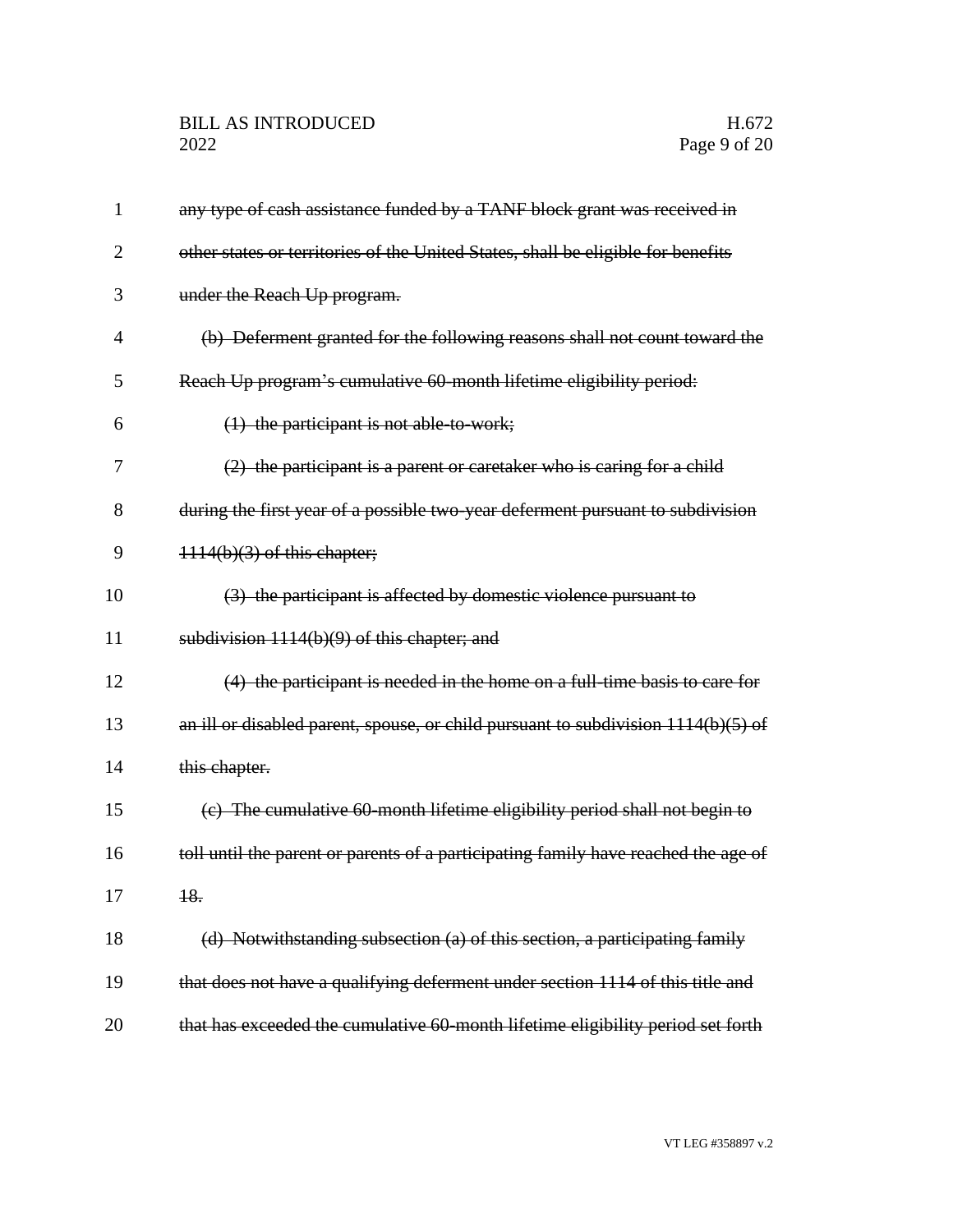~~any type of cash assistance funded by a TANF block grant was received in other states or territories of the United States, shall be eligible for benefits under the Reach Up program.~~

~~(b) Deferment granted for the following reasons shall not count toward the Reach Up program's cumulative 60-month lifetime eligibility period:~~

~~(1) the participant is not able-to-work;~~

~~(2) the participant is a parent or caretaker who is caring for a child during the first year of a possible two-year deferment pursuant to subdivision 1114(b)(3) of this chapter;~~

~~(3) the participant is affected by domestic violence pursuant to subdivision 1114(b)(9) of this chapter; and~~

~~(4) the participant is needed in the home on a full-time basis to care for an ill or disabled parent, spouse, or child pursuant to subdivision 1114(b)(5) of this chapter.~~

~~(c) The cumulative 60-month lifetime eligibility period shall not begin to toll until the parent or parents of a participating family have reached the age of 18.~~

~~(d) Notwithstanding subsection (a) of this section, a participating family that does not have a qualifying deferment under section 1114 of this title and that has exceeded the cumulative 60-month lifetime eligibility period set forth~~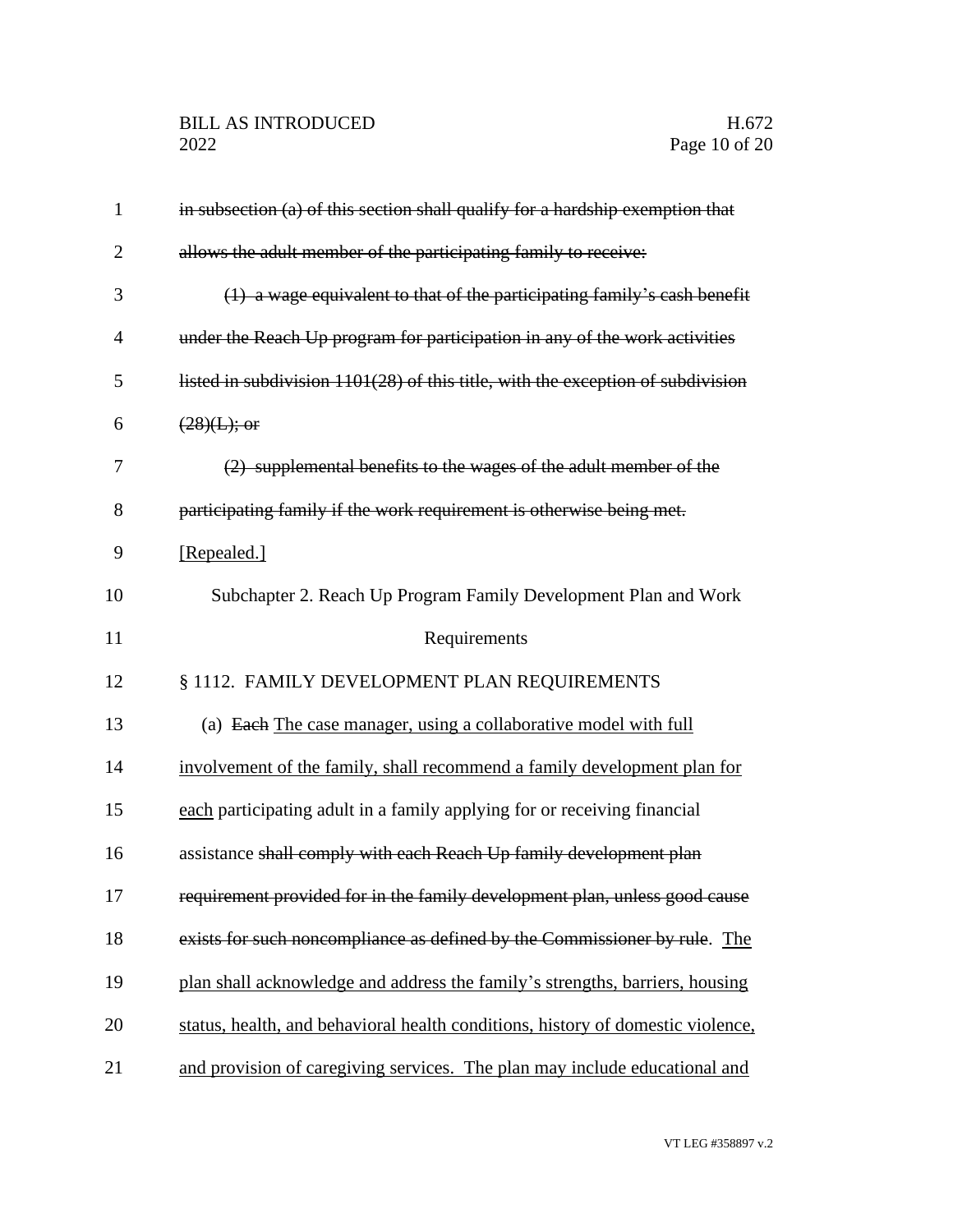~~in subsection (a) of this section shall qualify for a hardship exemption that allows the adult member of the participating family to receive:~~

~~(1) a wage equivalent to that of the participating family's cash benefit under the Reach Up program for participation in any of the work activities listed in subdivision 1101(28) of this title, with the exception of subdivision (28)(L); or~~

~~(2) supplemental benefits to the wages of the adult member of the participating family if the work requirement is otherwise being met.~~

<u>[Repealed.]</u>

Subchapter 2. Reach Up Program Family Development Plan and Work Requirements

§ 1112. FAMILY DEVELOPMENT PLAN REQUIREMENTS

(a) ~~Each~~ <u>The case manager, using a collaborative model with full involvement of the family, shall recommend a family development plan for each</u> participating adult in a family applying for or receiving financial assistance ~~shall comply with each Reach Up family development plan requirement provided for in the family development plan, unless good cause exists for such noncompliance as defined by the Commissioner by rule~~. <u>The plan shall acknowledge and address the family's strengths, barriers, housing status, health, and behavioral health conditions, history of domestic violence, and provision of caregiving services. The plan may include educational and</u>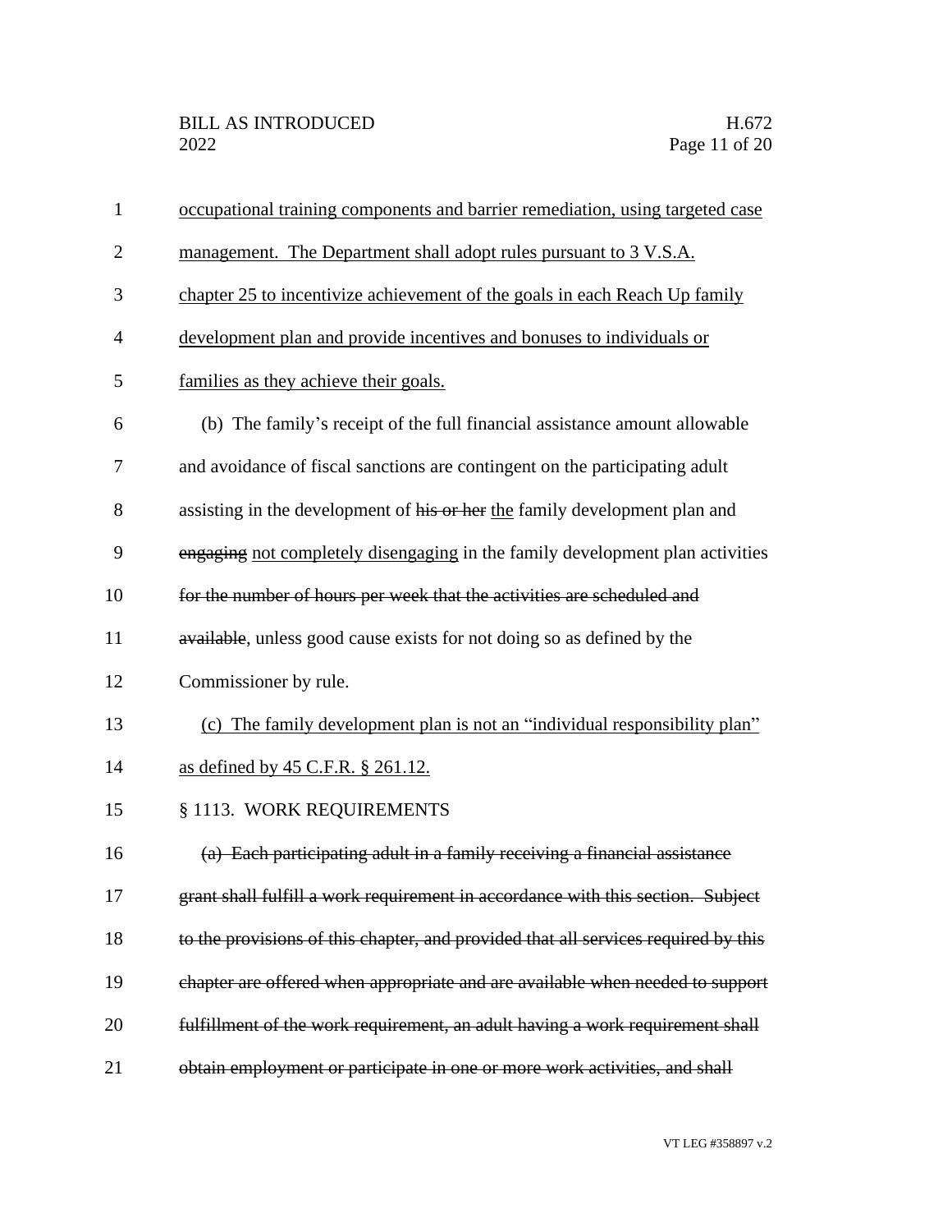occupational training components and barrier remediation, using targeted case management. The Department shall adopt rules pursuant to 3 V.S.A. chapter 25 to incentivize achievement of the goals in each Reach Up family development plan and provide incentives and bonuses to individuals or families as they achieve their goals.

(b) The family's receipt of the full financial assistance amount allowable and avoidance of fiscal sanctions are contingent on the participating adult assisting in the development of ~~his or her~~ the family development plan and ~~engaging~~ not completely disengaging in the family development plan activities ~~for the number of hours per week that the activities are scheduled and available~~, unless good cause exists for not doing so as defined by the Commissioner by rule.

(c) The family development plan is not an "individual responsibility plan" as defined by 45 C.F.R. § 261.12.

§ 1113. WORK REQUIREMENTS

~~(a) Each participating adult in a family receiving a financial assistance grant shall fulfill a work requirement in accordance with this section. Subject to the provisions of this chapter, and provided that all services required by this chapter are offered when appropriate and are available when needed to support fulfillment of the work requirement, an adult having a work requirement shall obtain employment or participate in one or more work activities, and shall~~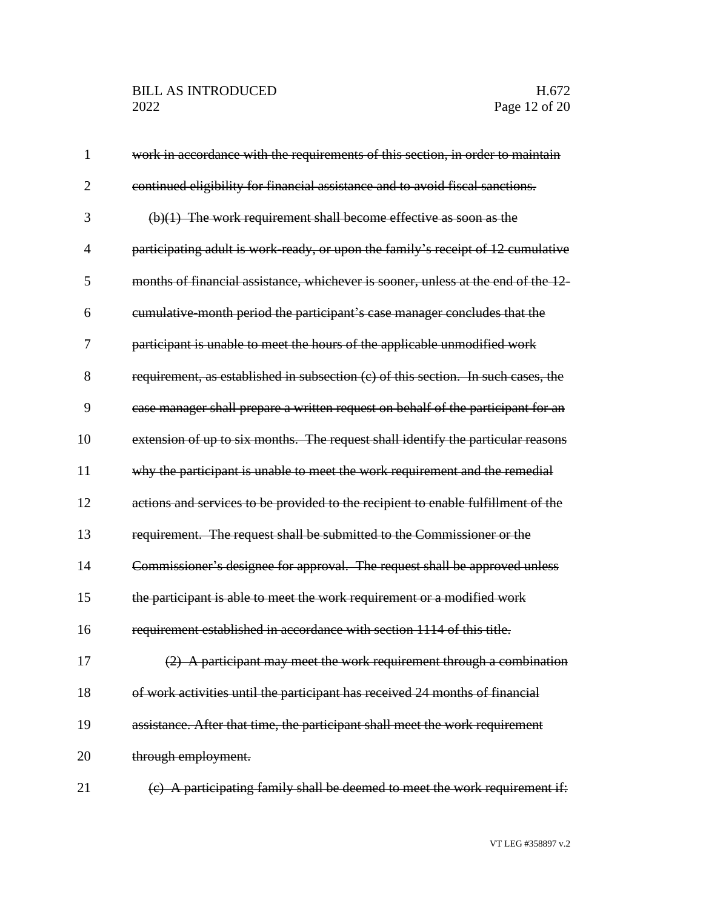~~work in accordance with the requirements of this section, in order to maintain continued eligibility for financial assistance and to avoid fiscal sanctions.~~

~~(b)(1) The work requirement shall become effective as soon as the participating adult is work-ready, or upon the family's receipt of 12 cumulative months of financial assistance, whichever is sooner, unless at the end of the 12-cumulative-month period the participant's case manager concludes that the participant is unable to meet the hours of the applicable unmodified work requirement, as established in subsection (c) of this section. In such cases, the case manager shall prepare a written request on behalf of the participant for an extension of up to six months. The request shall identify the particular reasons why the participant is unable to meet the work requirement and the remedial actions and services to be provided to the recipient to enable fulfillment of the requirement. The request shall be submitted to the Commissioner or the Commissioner's designee for approval. The request shall be approved unless the participant is able to meet the work requirement or a modified work requirement established in accordance with section 1114 of this title.~~

~~(2) A participant may meet the work requirement through a combination of work activities until the participant has received 24 months of financial assistance. After that time, the participant shall meet the work requirement through employment.~~

~~(c) A participating family shall be deemed to meet the work requirement if:~~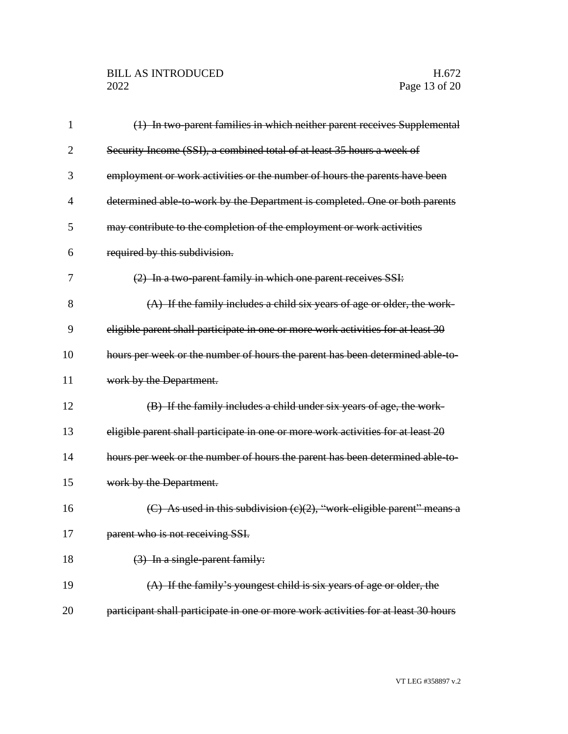~~(1) In two-parent families in which neither parent receives Supplemental Security Income (SSI), a combined total of at least 35 hours a week of employment or work activities or the number of hours the parents have been determined able-to-work by the Department is completed. One or both parents may contribute to the completion of the employment or work activities required by this subdivision.~~

~~(2) In a two-parent family in which one parent receives SSI:~~

~~(A) If the family includes a child six years of age or older, the work-eligible parent shall participate in one or more work activities for at least 30 hours per week or the number of hours the parent has been determined able-to-work by the Department.~~

~~(B) If the family includes a child under six years of age, the work-eligible parent shall participate in one or more work activities for at least 20 hours per week or the number of hours the parent has been determined able-to-work by the Department.~~

~~(C) As used in this subdivision (c)(2), "work-eligible parent" means a parent who is not receiving SSI.~~

~~(3) In a single-parent family:~~

~~(A) If the family's youngest child is six years of age or older, the participant shall participate in one or more work activities for at least 30 hours~~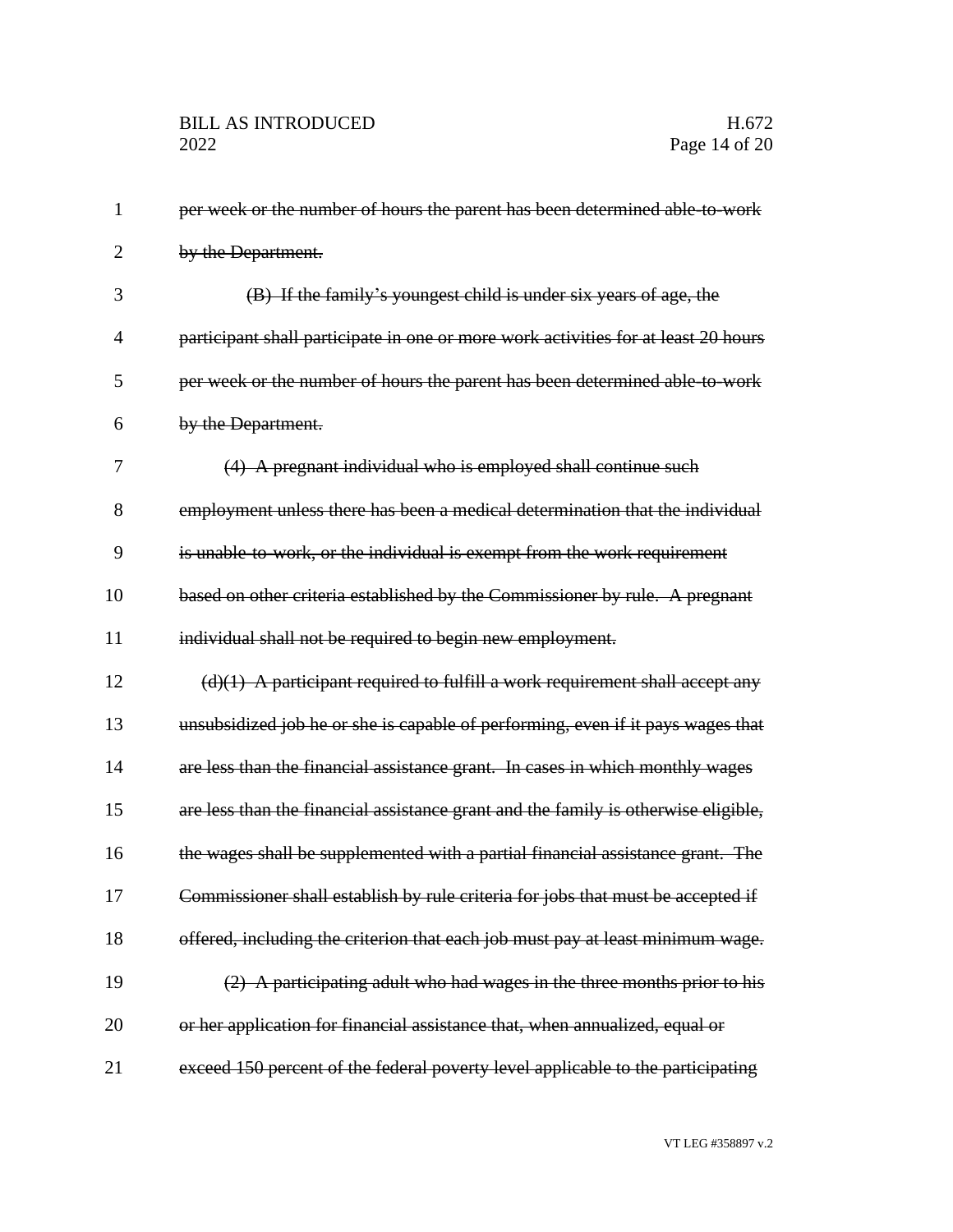~~per week or the number of hours the parent has been determined able-to-work by the Department.~~

~~(B) If the family's youngest child is under six years of age, the participant shall participate in one or more work activities for at least 20 hours per week or the number of hours the parent has been determined able-to-work by the Department.~~

~~(4) A pregnant individual who is employed shall continue such employment unless there has been a medical determination that the individual is unable-to-work, or the individual is exempt from the work requirement based on other criteria established by the Commissioner by rule. A pregnant individual shall not be required to begin new employment.~~

~~(d)(1) A participant required to fulfill a work requirement shall accept any unsubsidized job he or she is capable of performing, even if it pays wages that are less than the financial assistance grant. In cases in which monthly wages are less than the financial assistance grant and the family is otherwise eligible, the wages shall be supplemented with a partial financial assistance grant. The Commissioner shall establish by rule criteria for jobs that must be accepted if offered, including the criterion that each job must pay at least minimum wage.~~

~~(2) A participating adult who had wages in the three months prior to his or her application for financial assistance that, when annualized, equal or exceed 150 percent of the federal poverty level applicable to the participating~~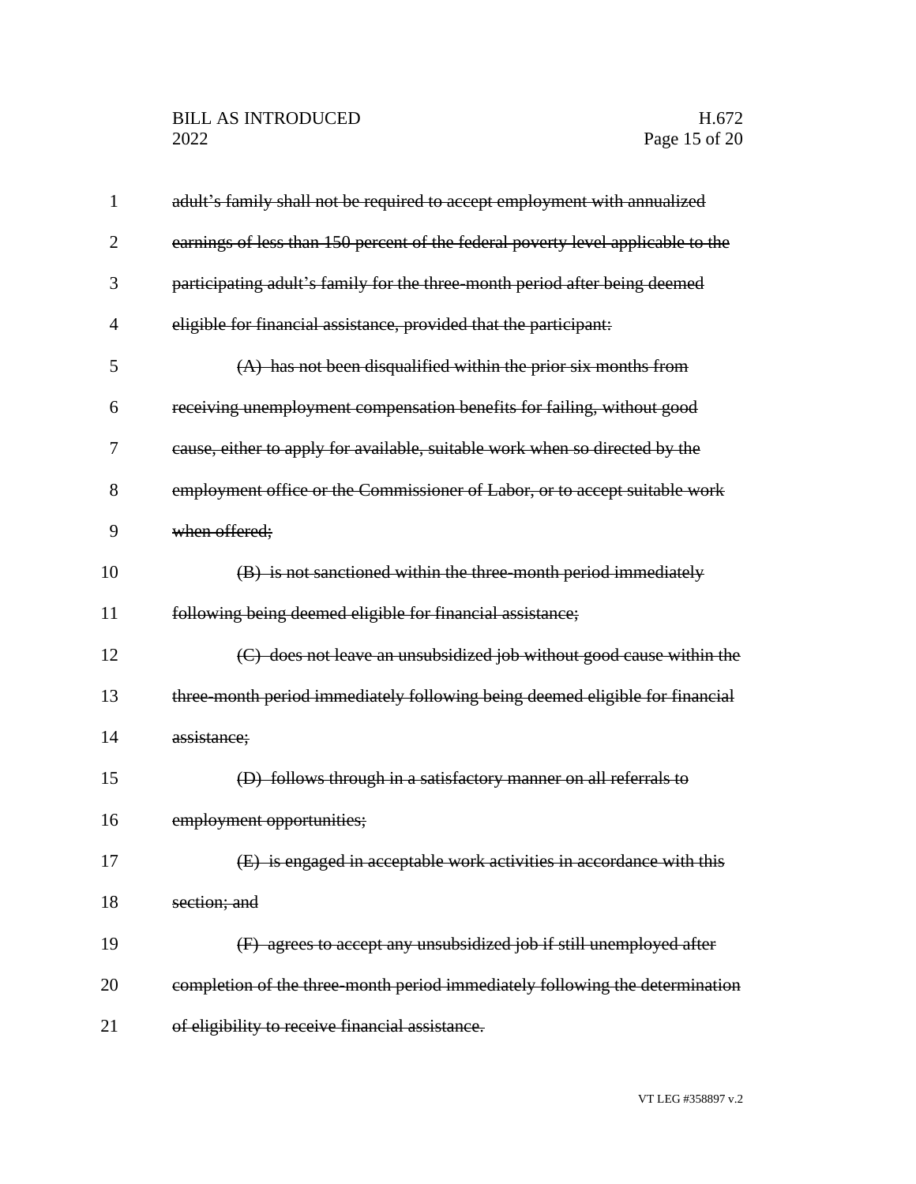~~adult's family shall not be required to accept employment with annualized earnings of less than 150 percent of the federal poverty level applicable to the participating adult's family for the three-month period after being deemed eligible for financial assistance, provided that the participant:~~

~~(A) has not been disqualified within the prior six months from receiving unemployment compensation benefits for failing, without good cause, either to apply for available, suitable work when so directed by the employment office or the Commissioner of Labor, or to accept suitable work when offered;~~

~~(B) is not sanctioned within the three-month period immediately following being deemed eligible for financial assistance;~~

~~(C) does not leave an unsubsidized job without good cause within the three-month period immediately following being deemed eligible for financial assistance;~~

~~(D) follows through in a satisfactory manner on all referrals to employment opportunities;~~

~~(E) is engaged in acceptable work activities in accordance with this section; and~~

~~(F) agrees to accept any unsubsidized job if still unemployed after completion of the three-month period immediately following the determination of eligibility to receive financial assistance.~~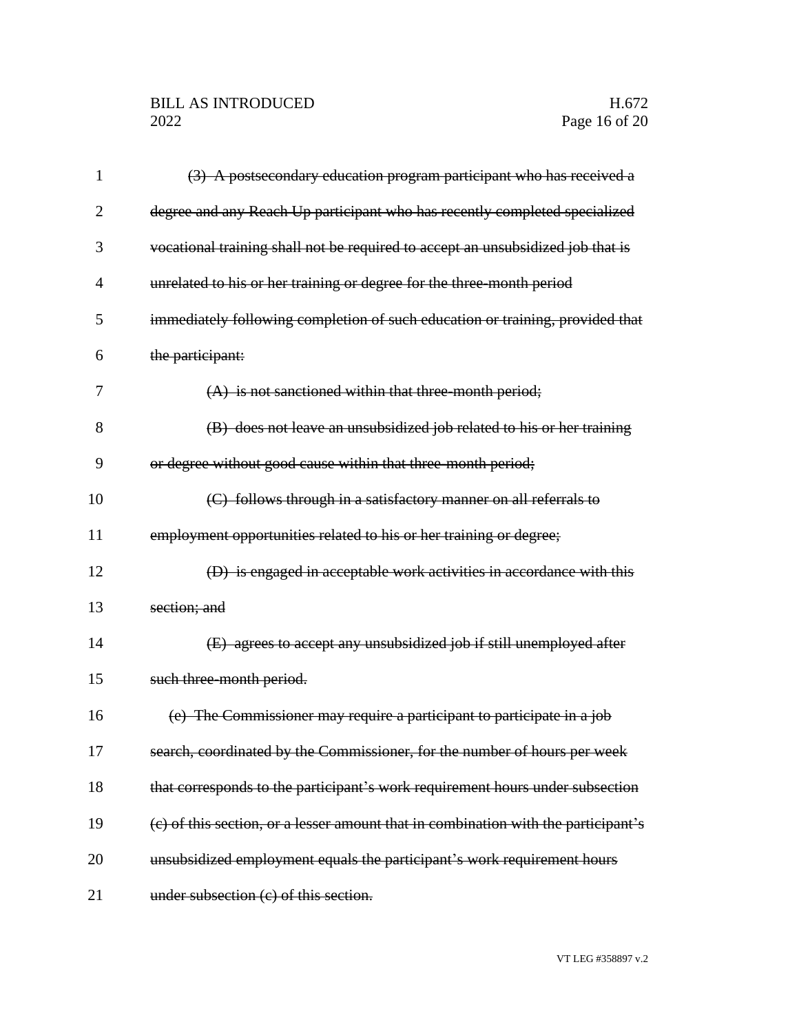~~(3) A postsecondary education program participant who has received a degree and any Reach Up participant who has recently completed specialized vocational training shall not be required to accept an unsubsidized job that is unrelated to his or her training or degree for the three-month period immediately following completion of such education or training, provided that the participant:~~

~~(A) is not sanctioned within that three-month period;~~

~~(B) does not leave an unsubsidized job related to his or her training or degree without good cause within that three-month period;~~

~~(C) follows through in a satisfactory manner on all referrals to employment opportunities related to his or her training or degree;~~

~~(D) is engaged in acceptable work activities in accordance with this section; and~~

~~(E) agrees to accept any unsubsidized job if still unemployed after such three-month period.~~

~~(e) The Commissioner may require a participant to participate in a job search, coordinated by the Commissioner, for the number of hours per week that corresponds to the participant's work requirement hours under subsection (c) of this section, or a lesser amount that in combination with the participant's unsubsidized employment equals the participant's work requirement hours under subsection (c) of this section.~~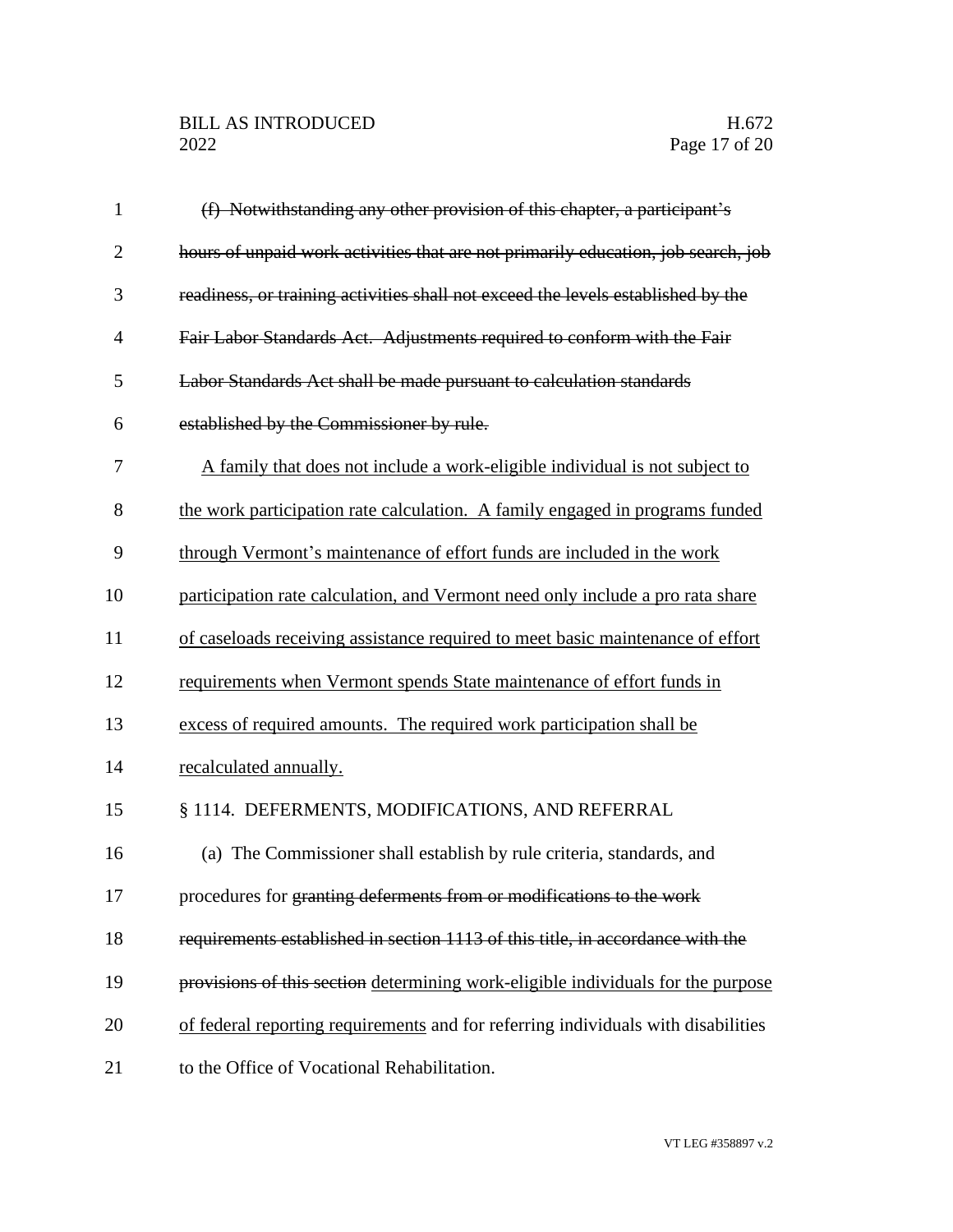~~(f) Notwithstanding any other provision of this chapter, a participant's hours of unpaid work activities that are not primarily education, job search, job readiness, or training activities shall not exceed the levels established by the Fair Labor Standards Act. Adjustments required to conform with the Fair Labor Standards Act shall be made pursuant to calculation standards established by the Commissioner by rule.~~

<u>A family that does not include a work-eligible individual is not subject to the work participation rate calculation. A family engaged in programs funded through Vermont's maintenance of effort funds are included in the work participation rate calculation, and Vermont need only include a pro rata share of caseloads receiving assistance required to meet basic maintenance of effort requirements when Vermont spends State maintenance of effort funds in excess of required amounts. The required work participation shall be recalculated annually.</u>

§ 1114. DEFERMENTS, MODIFICATIONS, AND REFERRAL

(a) The Commissioner shall establish by rule criteria, standards, and procedures for ~~granting deferments from or modifications to the work requirements established in section 1113 of this title, in accordance with the provisions of this section~~ <u>determining work-eligible individuals for the purpose of federal reporting requirements</u> and for referring individuals with disabilities to the Office of Vocational Rehabilitation.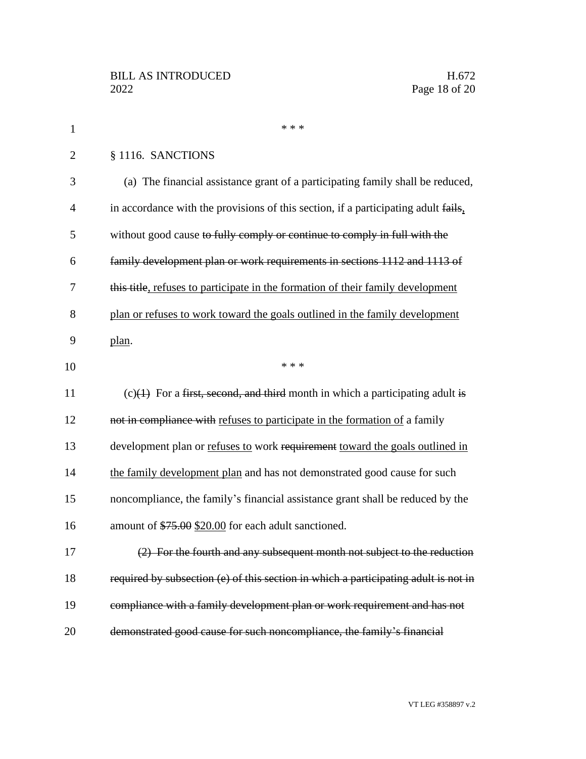\* \* \*

§ 1116. SANCTIONS

(a) The financial assistance grant of a participating family shall be reduced, in accordance with the provisions of this section, if a participating adult ~~fails~~, without good cause ~~to fully comply or continue to comply in full with the family development plan or work requirements in sections 1112 and 1113 of this title~~, refuses to participate in the formation of their family development plan or refuses to work toward the goals outlined in the family development plan.

\* \* \*

(c)~~(1)~~ For a ~~first, second, and third~~ month in which a participating adult ~~is not in compliance with~~ refuses to participate in the formation of a family development plan or refuses to work ~~requirement~~ toward the goals outlined in the family development plan and has not demonstrated good cause for such noncompliance, the family's financial assistance grant shall be reduced by the amount of ~~$75.00~~ $20.00 for each adult sanctioned.

~~(2) For the fourth and any subsequent month not subject to the reduction required by subsection (e) of this section in which a participating adult is not in compliance with a family development plan or work requirement and has not demonstrated good cause for such noncompliance, the family's financial~~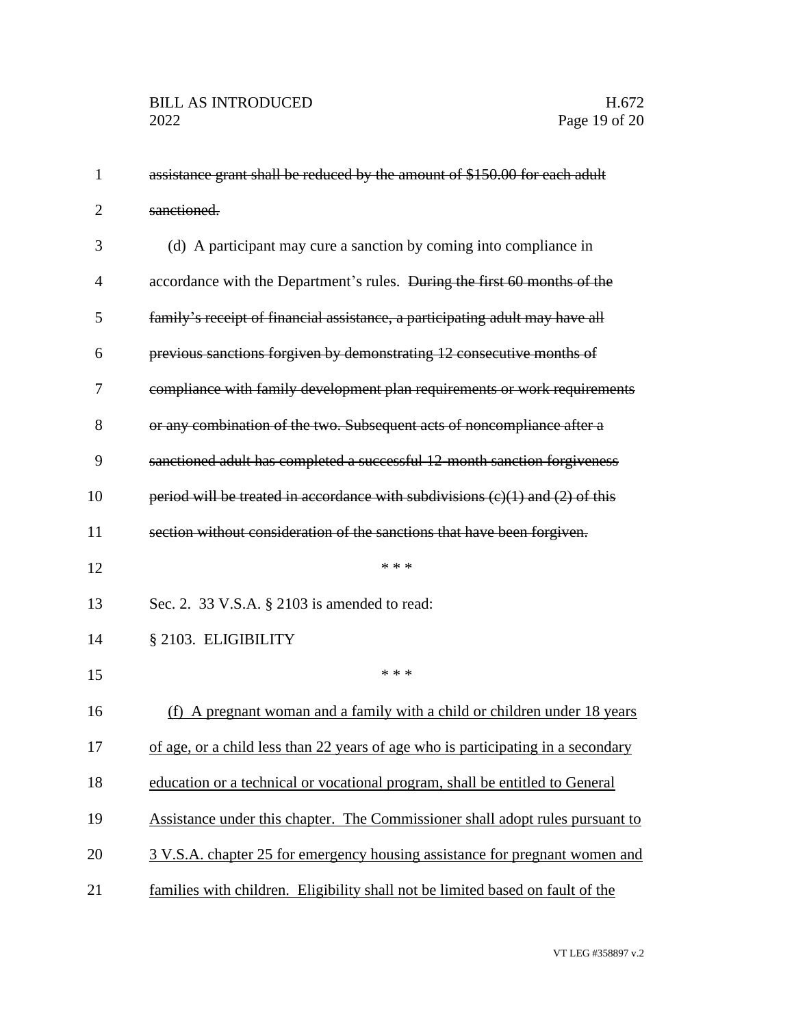~~assistance grant shall be reduced by the amount of $150.00 for each adult sanctioned.~~

(d) A participant may cure a sanction by coming into compliance in accordance with the Department's rules. ~~During the first 60 months of the family's receipt of financial assistance, a participating adult may have all previous sanctions forgiven by demonstrating 12 consecutive months of compliance with family development plan requirements or work requirements or any combination of the two. Subsequent acts of noncompliance after a sanctioned adult has completed a successful 12-month sanction forgiveness period will be treated in accordance with subdivisions (c)(1) and (2) of this section without consideration of the sanctions that have been forgiven.~~

\* \* \*

Sec. 2. 33 V.S.A. § 2103 is amended to read:

§ 2103. ELIGIBILITY

\* \* \*

<u>(f) A pregnant woman and a family with a child or children under 18 years of age, or a child less than 22 years of age who is participating in a secondary education or a technical or vocational program, shall be entitled to General Assistance under this chapter. The Commissioner shall adopt rules pursuant to 3 V.S.A. chapter 25 for emergency housing assistance for pregnant women and families with children. Eligibility shall not be limited based on fault of the</u>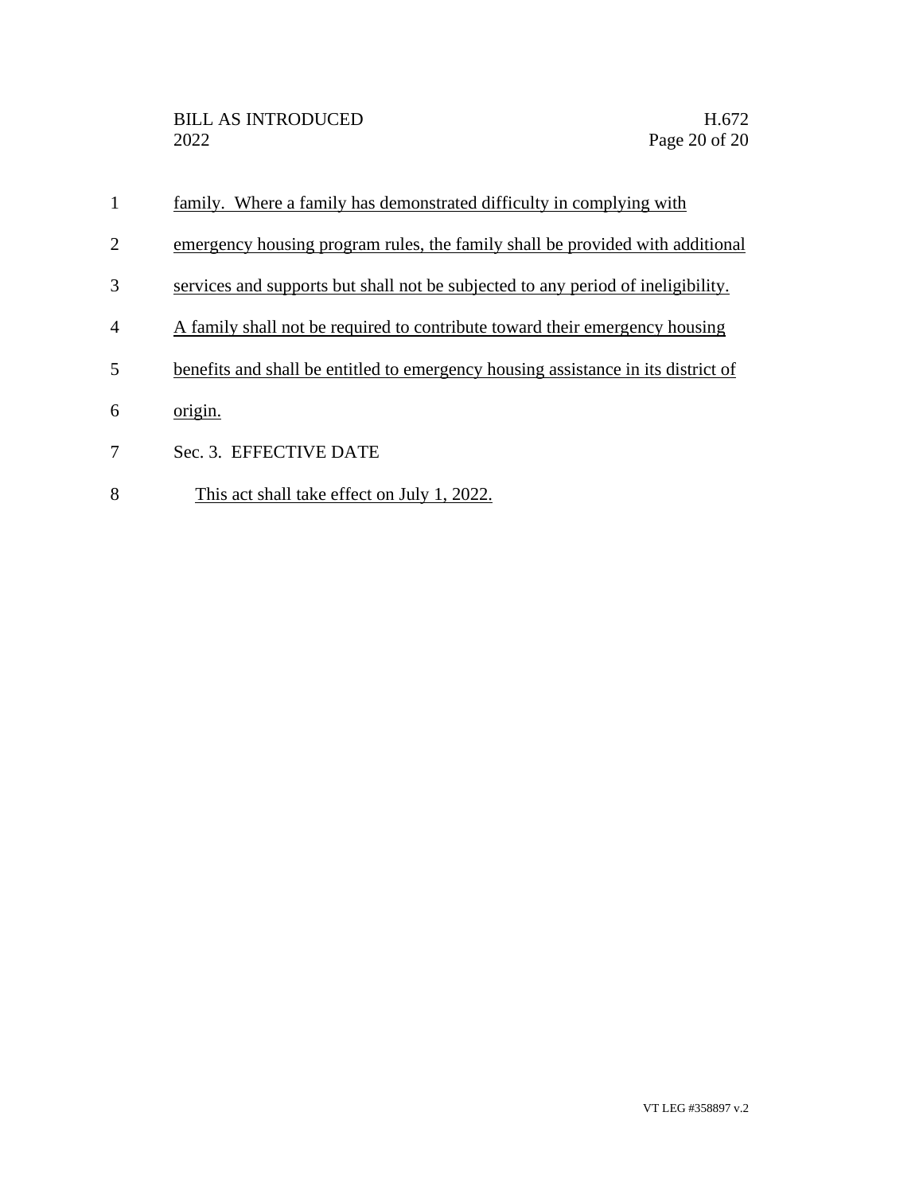family. Where a family has demonstrated difficulty in complying with emergency housing program rules, the family shall be provided with additional services and supports but shall not be subjected to any period of ineligibility. A family shall not be required to contribute toward their emergency housing benefits and shall be entitled to emergency housing assistance in its district of origin.

Sec. 3. EFFECTIVE DATE

This act shall take effect on July 1, 2022.